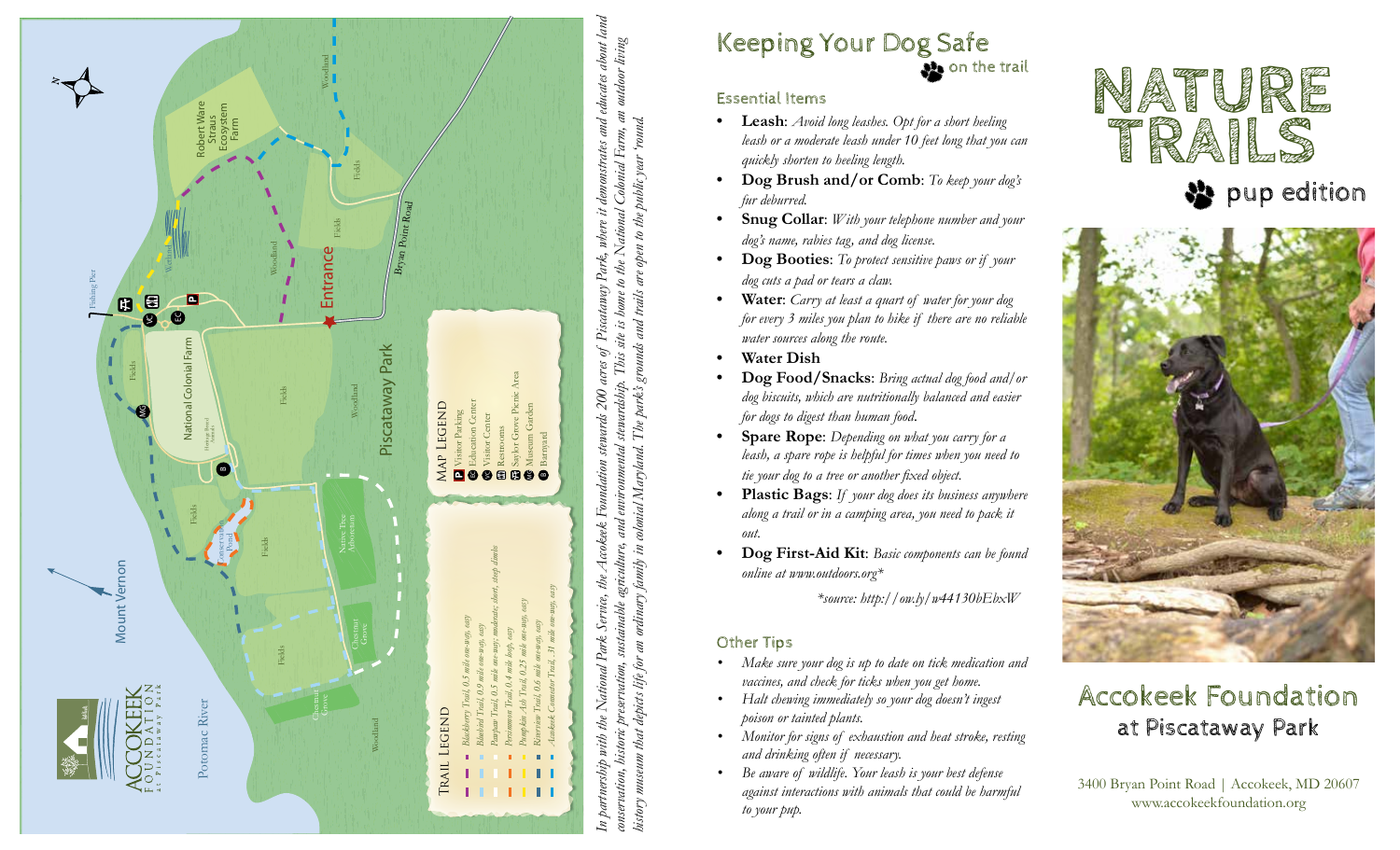# Keeping Your Dog Safe

on the trail

## Essential Items

- **Leash**: *Avoid long leashes. Opt for a short heeling leash or a moderate leash under 10 feet long that you can quickly shorten to heeling length.*
- **Dog Brush and/or Comb**: *To keep your dog's fur deburred.*
- **Snug Collar**: *With your telephone number and your dog's name, rabies tag, and dog license.*
- **Dog Booties**: *To protect sensitive paws or if your dog cuts a pad or tears a claw.*
- **Water**: *Carry at least a quart of water for your dog for every 3 miles you plan to hike if there are no reliable water sources along the route.*
- **Water Dish**
- **Dog Food/Snacks**: *Bring actual dog food and/or dog biscuits, which are nutritionally balanced and easier for dogs to digest than human food.*
- **Spare Rope**: *Depending on what you carry for a leash, a spare rope is helpful for times when you need to tie your dog to a tree or another fixed object.*
- **Plastic Bags**: *If your dog does its business anywhere along a trail or in a camping area, you need to pack it out.*
- **Dog First-Aid Kit**: *Basic components can be found online at www.outdoors.org**

*\*source: http://ow.ly/w44130bEbxW*

## Other Tips

- *Make sure your dog is up to date on tick medication and vaccines, and check for ticks when you get home.*
- *Halt chewing immediately so your dog doesn't ingest poison or tainted plants.*
- *Monitor for signs of exhaustion and heat stroke, resting and drinking often if necessary.*
- *Be aware of wildlife. Your leash is your best defense against interactions with animals that could be harmful to your pup.*

# NATURE TRAILS

pup edition

## Accokeek Foundation at Piscataway Park

3400 Bryan Point Road | Accokeek, MD 20607
www.accokeekfoundation.org

*In partnership with the National Park Service, the Accokeek Foundation stewards 200 acres of Piscataway Park, where it demonstrates and educates about land conservation, historic preservation, sustainable agriculture, and environmental stewardship. This site is home to the National Colonial Farm, an outdoor living history museum that depicts life for an ordinary family in colonial Maryland. The park's grounds and trails are open to the public year 'round.*

### Trail Legend

- *Blackberry Trail, 0.5 mile one-way, easy*
- *Bluebird Trail, 0.9 mile one-way, easy*
- *Pawpaw Trail, 0.5 mile one-way, moderate; short, steep climbs*
- *Persimmon Trail, 0.4 mile loop, easy*
- *Pumpkin Ash Trail, 0.25 mile one-way, easy*
- *Riverview Trail, 0.6 mile one-way, easy*
- *Accokeek Connector Trail, .31 mile one-way, easy*

### Map Legend

- P: Visitor Parking
- EC: Education Center
- VC: Visitor Center
- Restrooms
- Saylor Grove Picnic Area
- MG: Museum Garden
- B: Barnyard

Map labels: Entrance, Bryan Point Road, Piscataway Park, National Colonial Farm, Robert Ware Straus Ecosystem Farm, Fishing Pier, Potomac River, Mount Vernon, Conservation Pond, Native Tree Arboretum, Chestnut Grove, Fields, Woodland, Wetland, Heritage Breed Animals

ACCOKEEK FOUNDATION at Piscataway Park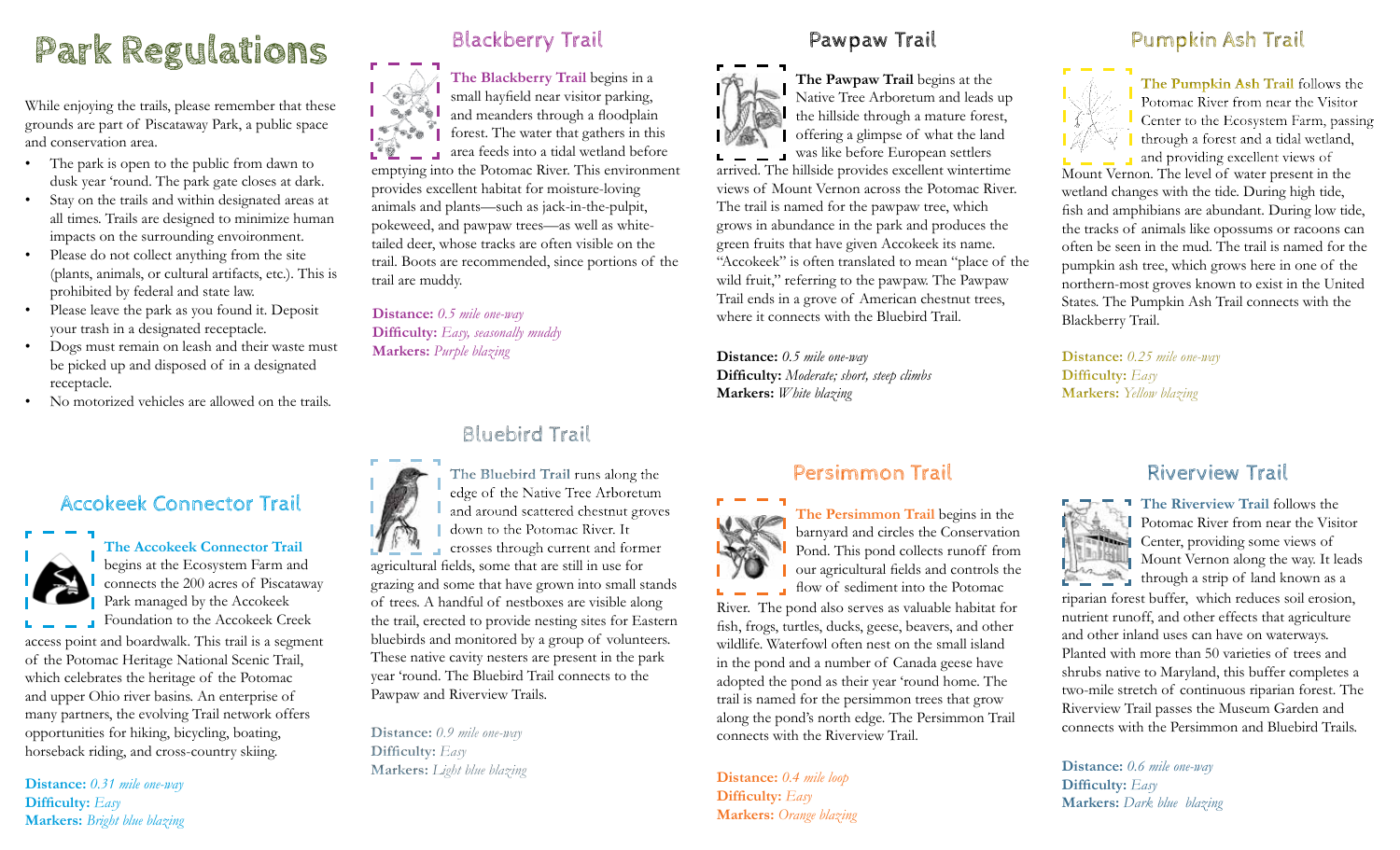# Park Regulations

While enjoying the trails, please remember that these grounds are part of Piscataway Park, a public space and conservation area.

- The park is open to the public from dawn to dusk year 'round. The park gate closes at dark.
- Stay on the trails and within designated areas at all times. Trails are designed to minimize human impacts on the surrounding envoironment.
- Please do not collect anything from the site (plants, animals, or cultural artifacts, etc.). This is prohibited by federal and state law.
- Please leave the park as you found it. Deposit your trash in a designated receptacle.
- Dogs must remain on leash and their waste must be picked up and disposed of in a designated receptacle.
- No motorized vehicles are allowed on the trails.

## Accokeek Connector Trail

**The Accokeek Connector Trail** begins at the Ecosystem Farm and connects the 200 acres of Piscataway Park managed by the Accokeek Foundation to the Accokeek Creek access point and boardwalk. This trail is a segment of the Potomac Heritage National Scenic Trail, which celebrates the heritage of the Potomac and upper Ohio river basins. An enterprise of many partners, the evolving Trail network offers opportunities for hiking, bicycling, boating, horseback riding, and cross-country skiing.

**Distance:** *0.31 mile one-way*
**Difficulty:** *Easy*
**Markers:** *Bright blue blazing*

## Blackberry Trail

**The Blackberry Trail** begins in a small hayfield near visitor parking, and meanders through a floodplain forest. The water that gathers in this area feeds into a tidal wetland before emptying into the Potomac River. This environment provides excellent habitat for moisture-loving animals and plants—such as jack-in-the-pulpit, pokeweed, and pawpaw trees—as well as white-tailed deer, whose tracks are often visible on the trail. Boots are recommended, since portions of the trail are muddy.

**Distance:** *0.5 mile one-way*
**Difficulty:** *Easy, seasonally muddy*
**Markers:** *Purple blazing*

## Bluebird Trail

**The Bluebird Trail** runs along the edge of the Native Tree Arboretum and around scattered chestnut groves down to the Potomac River. It crosses through current and former agricultural fields, some that are still in use for grazing and some that have grown into small stands of trees. A handful of nestboxes are visible along the trail, erected to provide nesting sites for Eastern bluebirds and monitored by a group of volunteers. These native cavity nesters are present in the park year 'round. The Bluebird Trail connects to the Pawpaw and Riverview Trails.

**Distance:** *0.9 mile one-way*
**Difficulty:** *Easy*
**Markers:** *Light blue blazing*

## Pawpaw Trail

**The Pawpaw Trail** begins at the Native Tree Arboretum and leads up the hillside through a mature forest, offering a glimpse of what the land was like before European settlers arrived. The hillside provides excellent wintertime views of Mount Vernon across the Potomac River. The trail is named for the pawpaw tree, which grows in abundance in the park and produces the green fruits that have given Accokeek its name. "Accokeek" is often translated to mean "place of the wild fruit," referring to the pawpaw. The Pawpaw Trail ends in a grove of American chestnut trees, where it connects with the Bluebird Trail.

**Distance:** *0.5 mile one-way*
**Difficulty:** *Moderate; short, steep climbs*
**Markers:** *White blazing*

## Persimmon Trail

**The Persimmon Trail** begins in the barnyard and circles the Conservation Pond. This pond collects runoff from our agricultural fields and controls the flow of sediment into the Potomac River. The pond also serves as valuable habitat for fish, frogs, turtles, ducks, geese, beavers, and other wildlife. Waterfowl often nest on the small island in the pond and a number of Canada geese have adopted the pond as their year 'round home. The trail is named for the persimmon trees that grow along the pond's north edge. The Persimmon Trail connects with the Riverview Trail.

**Distance:** *0.4 mile loop*
**Difficulty:** *Easy*
**Markers:** *Orange blazing*

## Pumpkin Ash Trail

**The Pumpkin Ash Trail** follows the Potomac River from near the Visitor Center to the Ecosystem Farm, passing through a forest and a tidal wetland, and providing excellent views of Mount Vernon. The level of water present in the wetland changes with the tide. During high tide, fish and amphibians are abundant. During low tide, the tracks of animals like opossums or racoons can often be seen in the mud. The trail is named for the pumpkin ash tree, which grows here in one of the northern-most groves known to exist in the United States. The Pumpkin Ash Trail connects with the Blackberry Trail.

**Distance:** *0.25 mile one-way*
**Difficulty:** *Easy*
**Markers:** *Yellow blazing*

## Riverview Trail

**The Riverview Trail** follows the Potomac River from near the Visitor Center, providing some views of Mount Vernon along the way. It leads through a strip of land known as a riparian forest buffer, which reduces soil erosion, nutrient runoff, and other effects that agriculture and other inland uses can have on waterways. Planted with more than 50 varieties of trees and shrubs native to Maryland, this buffer completes a two-mile stretch of continuous riparian forest. The Riverview Trail passes the Museum Garden and connects with the Persimmon and Bluebird Trails.

**Distance:** *0.6 mile one-way*
**Difficulty:** *Easy*
**Markers:** *Dark blue blazing*